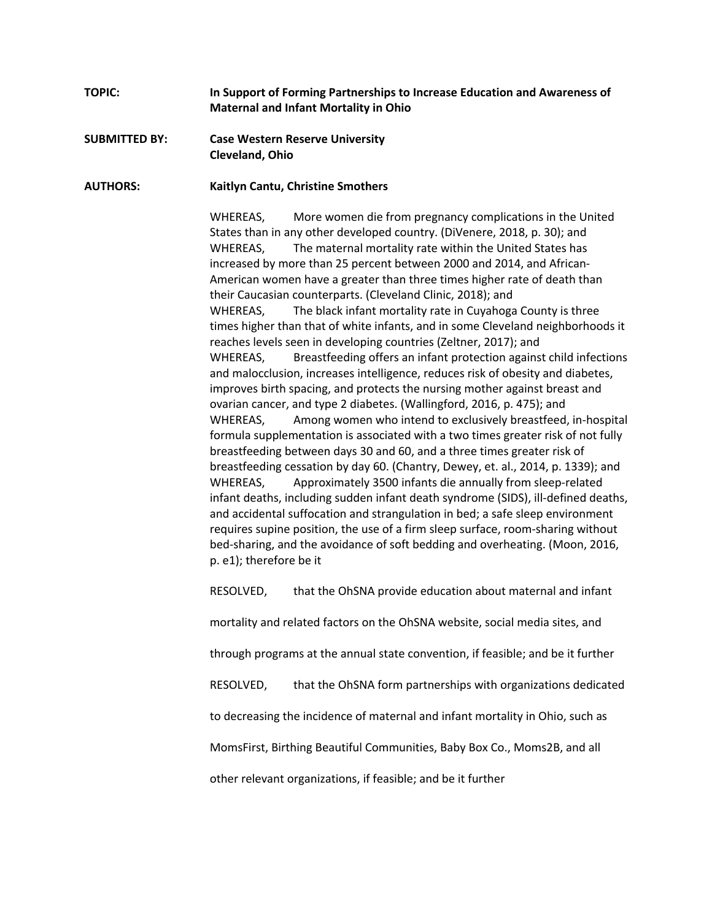**TOPIC:** **In Support of Forming Partnerships to Increase Education and Awareness of Maternal and Infant Mortality in Ohio**

**SUBMITTED BY:** **Case Western Reserve University**
**Cleveland, Ohio**

**AUTHORS:** **Kaitlyn Cantu, Christine Smothers**

WHEREAS, More women die from pregnancy complications in the United States than in any other developed country. (DiVenere, 2018, p. 30); and

WHEREAS, The maternal mortality rate within the United States has increased by more than 25 percent between 2000 and 2014, and African-American women have a greater than three times higher rate of death than their Caucasian counterparts. (Cleveland Clinic, 2018); and

WHEREAS, The black infant mortality rate in Cuyahoga County is three times higher than that of white infants, and in some Cleveland neighborhoods it reaches levels seen in developing countries (Zeltner, 2017); and

WHEREAS, Breastfeeding offers an infant protection against child infections and malocclusion, increases intelligence, reduces risk of obesity and diabetes, improves birth spacing, and protects the nursing mother against breast and ovarian cancer, and type 2 diabetes. (Wallingford, 2016, p. 475); and

WHEREAS, Among women who intend to exclusively breastfeed, in-hospital formula supplementation is associated with a two times greater risk of not fully breastfeeding between days 30 and 60, and a three times greater risk of breastfeeding cessation by day 60. (Chantry, Dewey, et. al., 2014, p. 1339); and

WHEREAS, Approximately 3500 infants die annually from sleep-related infant deaths, including sudden infant death syndrome (SIDS), ill-defined deaths, and accidental suffocation and strangulation in bed; a safe sleep environment requires supine position, the use of a firm sleep surface, room-sharing without bed-sharing, and the avoidance of soft bedding and overheating. (Moon, 2016, p. e1); therefore be it

RESOLVED, that the OhSNA provide education about maternal and infant mortality and related factors on the OhSNA website, social media sites, and through programs at the annual state convention, if feasible; and be it further

RESOLVED, that the OhSNA form partnerships with organizations dedicated to decreasing the incidence of maternal and infant mortality in Ohio, such as MomsFirst, Birthing Beautiful Communities, Baby Box Co., Moms2B, and all other relevant organizations, if feasible; and be it further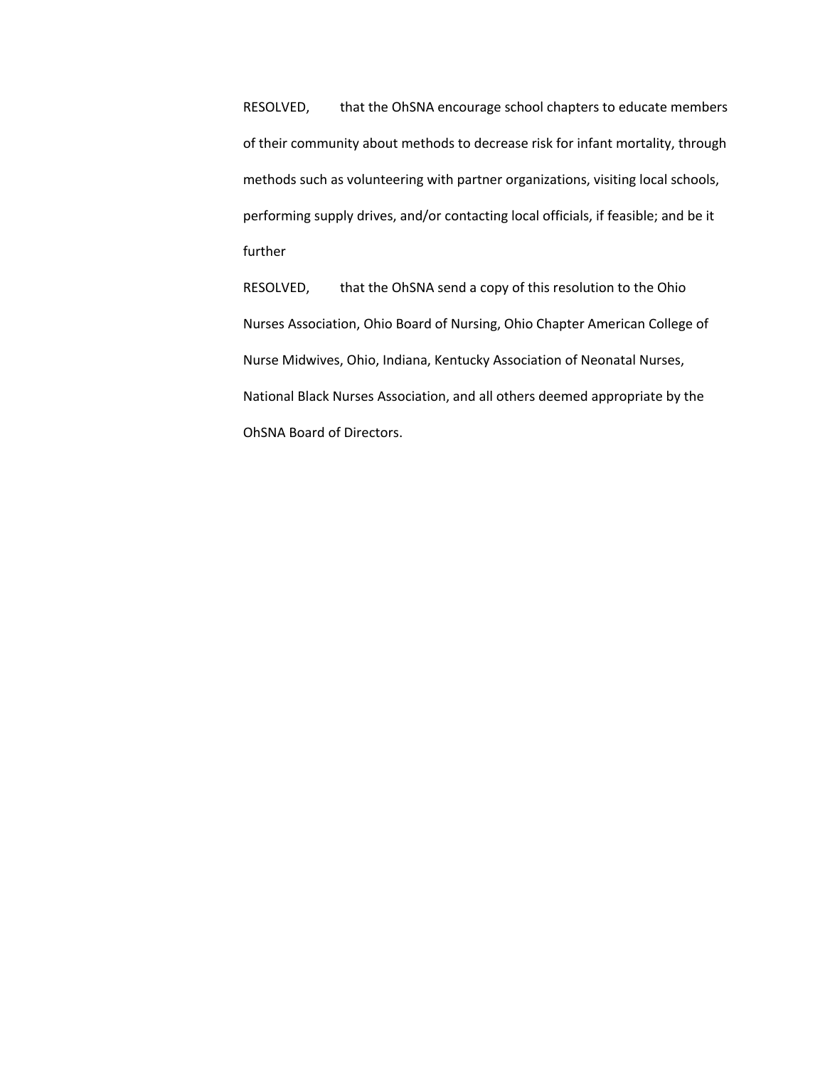RESOLVED, that the OhSNA encourage school chapters to educate members of their community about methods to decrease risk for infant mortality, through methods such as volunteering with partner organizations, visiting local schools, performing supply drives, and/or contacting local officials, if feasible; and be it further

RESOLVED, that the OhSNA send a copy of this resolution to the Ohio Nurses Association, Ohio Board of Nursing, Ohio Chapter American College of Nurse Midwives, Ohio, Indiana, Kentucky Association of Neonatal Nurses, National Black Nurses Association, and all others deemed appropriate by the OhSNA Board of Directors.